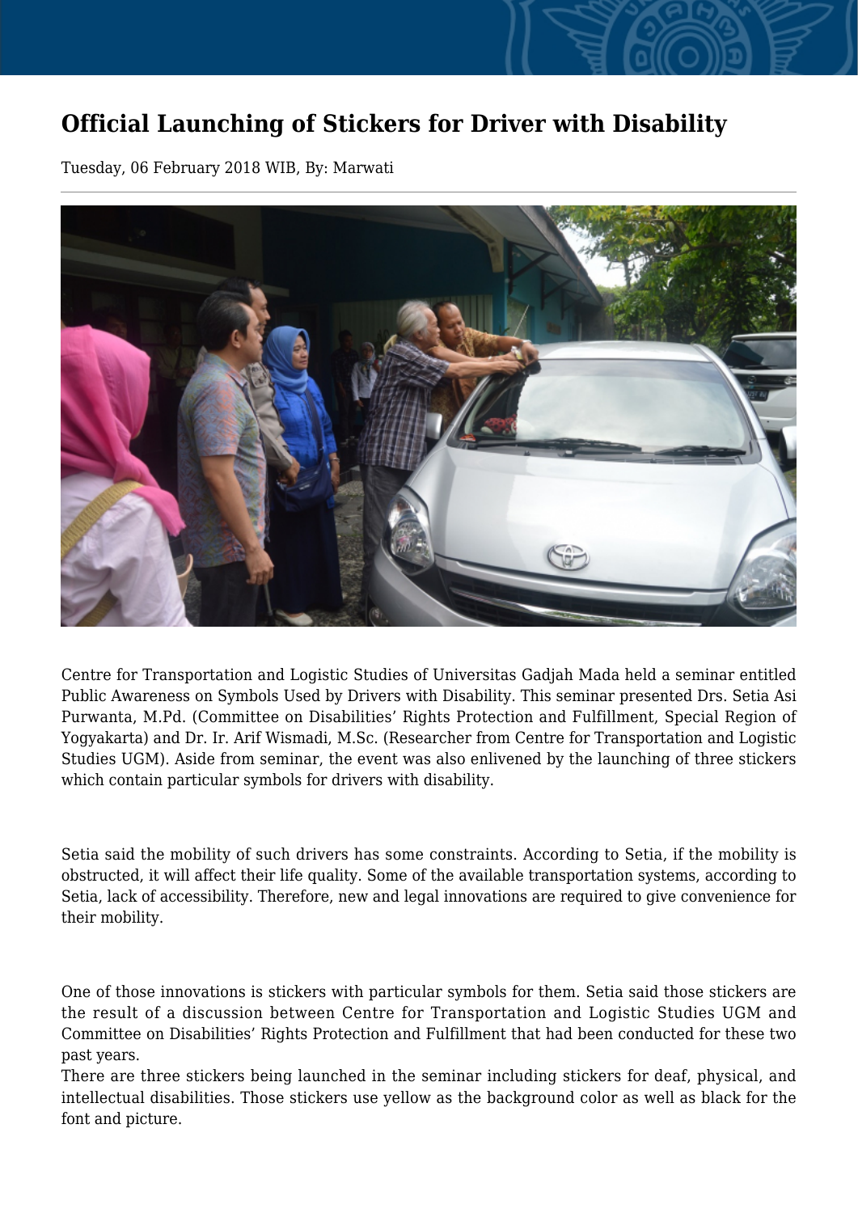# Official Launching of Stickers for Driver with Disability

Tuesday, 06 February 2018 WIB, By: Marwati

Centre for Transportation and Logistic Studies of Universitas Gadjah Mada held a seminar entitled Public Awareness on Symbols Used by Drivers with Disability. This seminar presented Drs. Setia Asi Purwanta, M.Pd. (Committee on Disabilities' Rights Protection and Fulfillment, Special Region of Yogyakarta) and Dr. Ir. Arif Wismadi, M.Sc. (Researcher from Centre for Transportation and Logistic Studies UGM). Aside from seminar, the event was also enlivened by the launching of three stickers which contain particular symbols for drivers with disability.

Setia said the mobility of such drivers has some constraints. According to Setia, if the mobility is obstructed, it will affect their life quality. Some of the available transportation systems, according to Setia, lack of accessibility. Therefore, new and legal innovations are required to give convenience for their mobility.

One of those innovations is stickers with particular symbols for them. Setia said those stickers are the result of a discussion between Centre for Transportation and Logistic Studies UGM and Committee on Disabilities' Rights Protection and Fulfillment that had been conducted for these two past years.

There are three stickers being launched in the seminar including stickers for deaf, physical, and intellectual disabilities. Those stickers use yellow as the background color as well as black for the font and picture.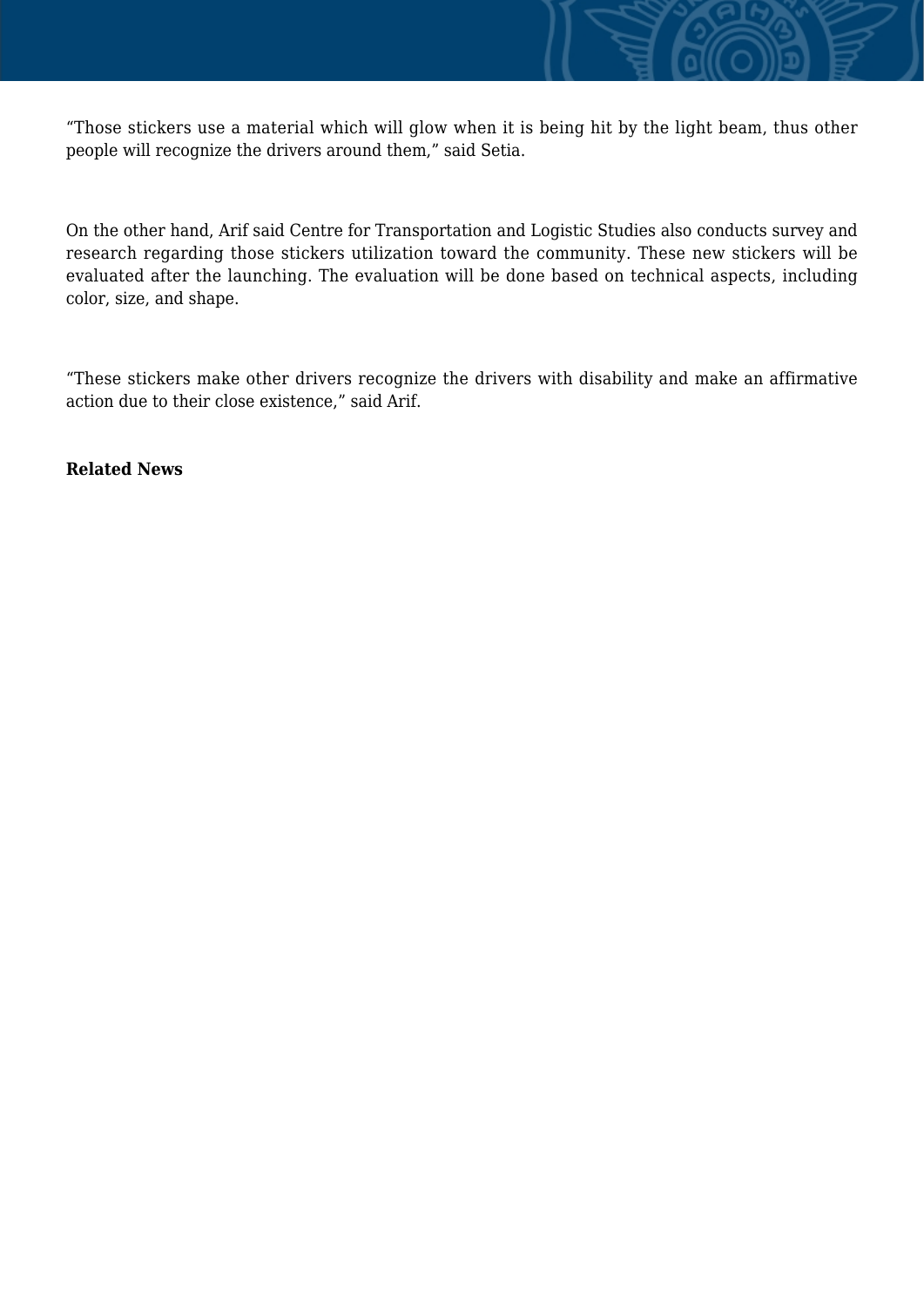"Those stickers use a material which will glow when it is being hit by the light beam, thus other people will recognize the drivers around them," said Setia.

On the other hand, Arif said Centre for Transportation and Logistic Studies also conducts survey and research regarding those stickers utilization toward the community. These new stickers will be evaluated after the launching. The evaluation will be done based on technical aspects, including color, size, and shape.

"These stickers make other drivers recognize the drivers with disability and make an affirmative action due to their close existence," said Arif.

**Related News**